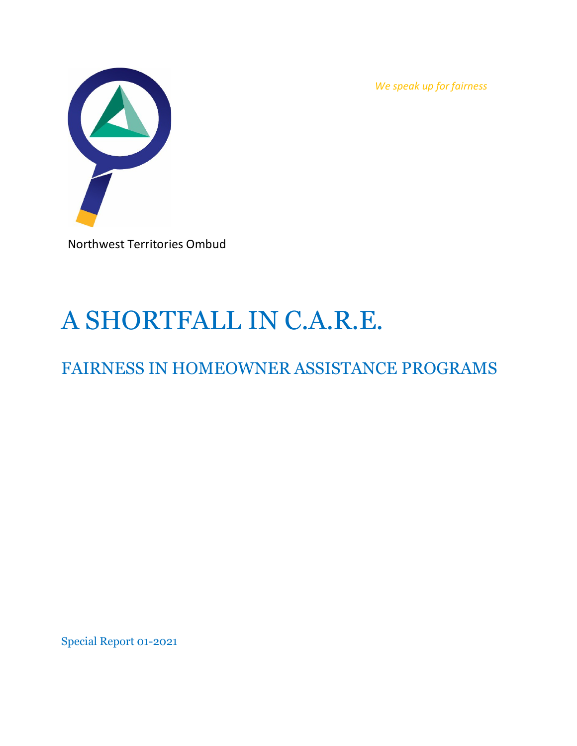*We speak up for fairness*

Northwest Territories Ombud

# A SHORTFALL IN C.A.R.E.

## FAIRNESS IN HOMEOWNER ASSISTANCE PROGRAMS

Special Report 01-2021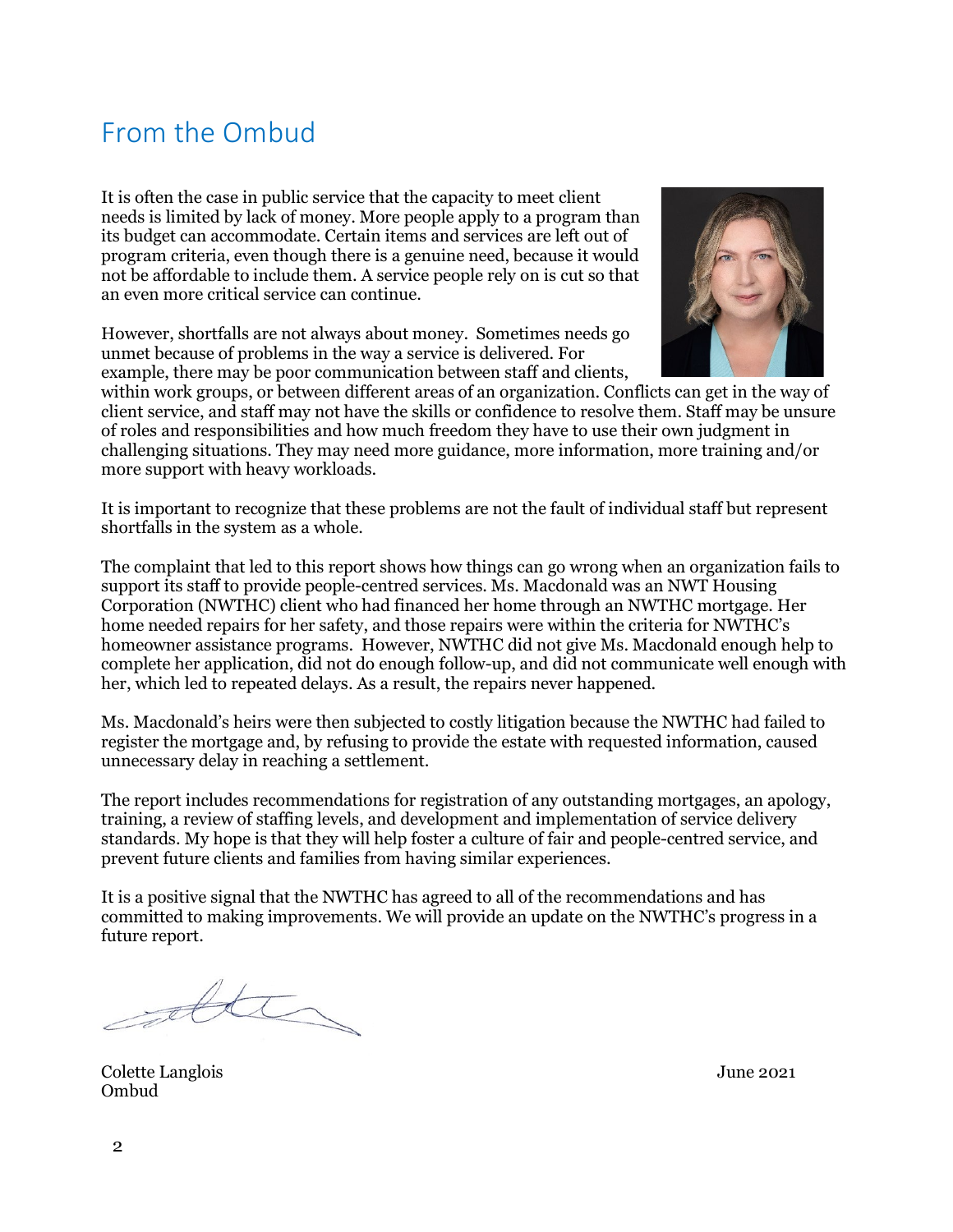# From the Ombud

It is often the case in public service that the capacity to meet client needs is limited by lack of money. More people apply to a program than its budget can accommodate. Certain items and services are left out of program criteria, even though there is a genuine need, because it would not be affordable to include them. A service people rely on is cut so that an even more critical service can continue.

However, shortfalls are not always about money. Sometimes needs go unmet because of problems in the way a service is delivered. For example, there may be poor communication between staff and clients, within work groups, or between different areas of an organization. Conflicts can get in the way of client service, and staff may not have the skills or confidence to resolve them. Staff may be unsure of roles and responsibilities and how much freedom they have to use their own judgment in challenging situations. They may need more guidance, more information, more training and/or more support with heavy workloads.

It is important to recognize that these problems are not the fault of individual staff but represent shortfalls in the system as a whole.

The complaint that led to this report shows how things can go wrong when an organization fails to support its staff to provide people-centred services. Ms. Macdonald was an NWT Housing Corporation (NWTHC) client who had financed her home through an NWTHC mortgage. Her home needed repairs for her safety, and those repairs were within the criteria for NWTHC's homeowner assistance programs. However, NWTHC did not give Ms. Macdonald enough help to complete her application, did not do enough follow-up, and did not communicate well enough with her, which led to repeated delays. As a result, the repairs never happened.

Ms. Macdonald's heirs were then subjected to costly litigation because the NWTHC had failed to register the mortgage and, by refusing to provide the estate with requested information, caused unnecessary delay in reaching a settlement.

The report includes recommendations for registration of any outstanding mortgages, an apology, training, a review of staffing levels, and development and implementation of service delivery standards. My hope is that they will help foster a culture of fair and people-centred service, and prevent future clients and families from having similar experiences.

It is a positive signal that the NWTHC has agreed to all of the recommendations and has committed to making improvements. We will provide an update on the NWTHC's progress in a future report.

Colette Langlois
Ombud

June 2021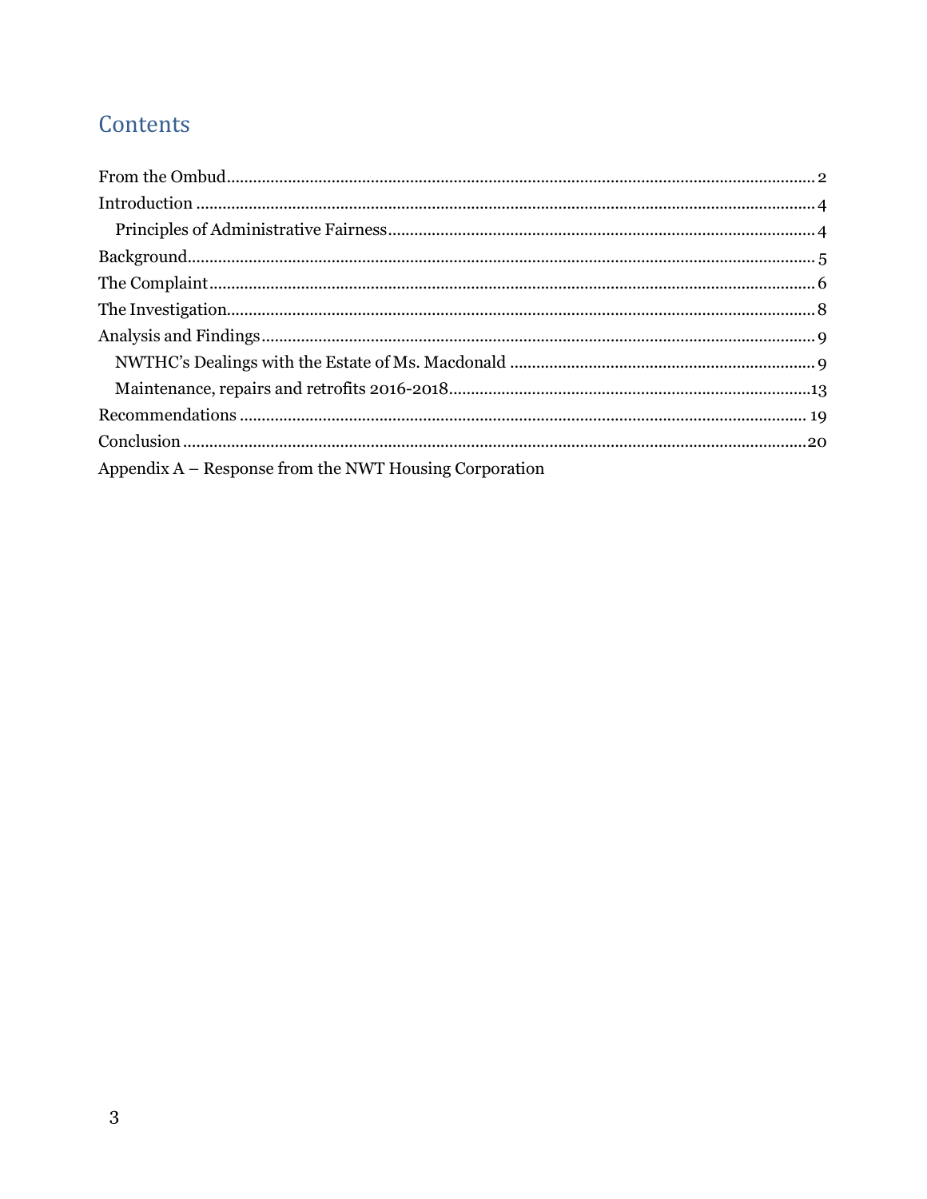# Contents

From the Ombud .......... 2

Introduction .......... 4

- Principles of Administrative Fairness .......... 4

Background .......... 5

The Complaint .......... 6

The Investigation .......... 8

Analysis and Findings .......... 9

- NWTHC's Dealings with the Estate of Ms. Macdonald .......... 9
- Maintenance, repairs and retrofits 2016-2018 .......... 13

Recommendations .......... 19

Conclusion .......... 20

Appendix A – Response from the NWT Housing Corporation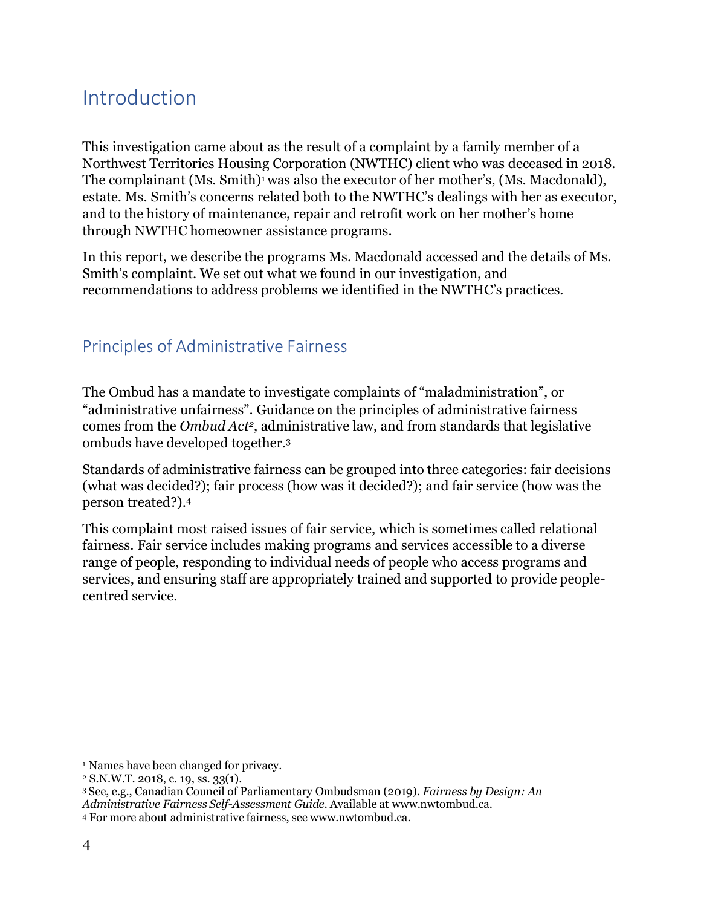# Introduction

This investigation came about as the result of a complaint by a family member of a Northwest Territories Housing Corporation (NWTHC) client who was deceased in 2018. The complainant (Ms. Smith)[1] was also the executor of her mother's, (Ms. Macdonald), estate. Ms. Smith's concerns related both to the NWTHC's dealings with her as executor, and to the history of maintenance, repair and retrofit work on her mother's home through NWTHC homeowner assistance programs.

In this report, we describe the programs Ms. Macdonald accessed and the details of Ms. Smith's complaint. We set out what we found in our investigation, and recommendations to address problems we identified in the NWTHC's practices.

## Principles of Administrative Fairness

The Ombud has a mandate to investigate complaints of "maladministration", or "administrative unfairness". Guidance on the principles of administrative fairness comes from the *Ombud Act*[2], administrative law, and from standards that legislative ombuds have developed together.[3]

Standards of administrative fairness can be grouped into three categories: fair decisions (what was decided?); fair process (how was it decided?); and fair service (how was the person treated?).[4]

This complaint most raised issues of fair service, which is sometimes called relational fairness. Fair service includes making programs and services accessible to a diverse range of people, responding to individual needs of people who access programs and services, and ensuring staff are appropriately trained and supported to provide people-centred service.

---

[1] Names have been changed for privacy.

[2] S.N.W.T. 2018, c. 19, ss. 33(1).

[3] See, e.g., Canadian Council of Parliamentary Ombudsman (2019). *Fairness by Design: An Administrative Fairness Self-Assessment Guide*. Available at www.nwtombud.ca.

[4] For more about administrative fairness, see www.nwtombud.ca.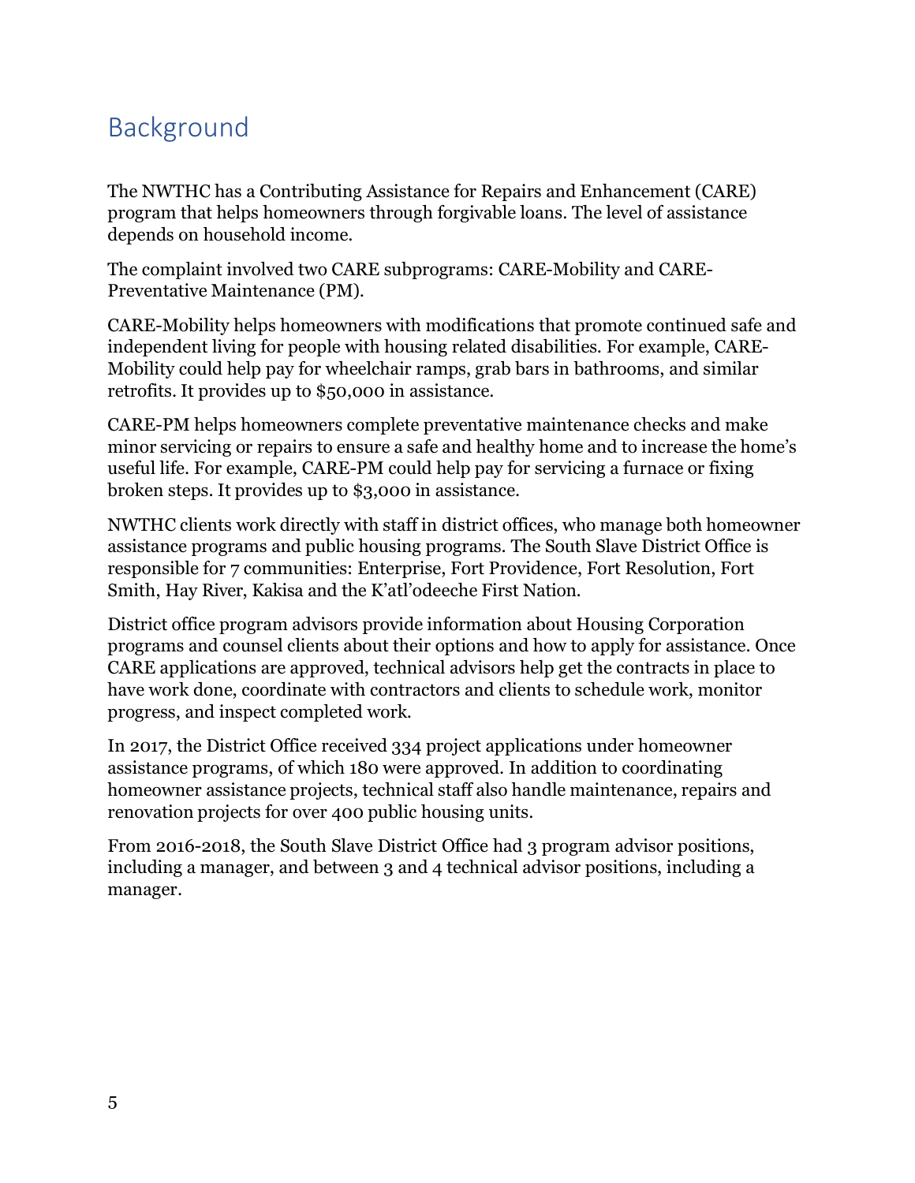# Background

The NWTHC has a Contributing Assistance for Repairs and Enhancement (CARE) program that helps homeowners through forgivable loans. The level of assistance depends on household income.

The complaint involved two CARE subprograms: CARE-Mobility and CARE-Preventative Maintenance (PM).

CARE-Mobility helps homeowners with modifications that promote continued safe and independent living for people with housing related disabilities. For example, CARE-Mobility could help pay for wheelchair ramps, grab bars in bathrooms, and similar retrofits. It provides up to $50,000 in assistance.

CARE-PM helps homeowners complete preventative maintenance checks and make minor servicing or repairs to ensure a safe and healthy home and to increase the home's useful life. For example, CARE-PM could help pay for servicing a furnace or fixing broken steps. It provides up to $3,000 in assistance.

NWTHC clients work directly with staff in district offices, who manage both homeowner assistance programs and public housing programs. The South Slave District Office is responsible for 7 communities: Enterprise, Fort Providence, Fort Resolution, Fort Smith, Hay River, Kakisa and the K'atl'odeeche First Nation.

District office program advisors provide information about Housing Corporation programs and counsel clients about their options and how to apply for assistance. Once CARE applications are approved, technical advisors help get the contracts in place to have work done, coordinate with contractors and clients to schedule work, monitor progress, and inspect completed work.

In 2017, the District Office received 334 project applications under homeowner assistance programs, of which 180 were approved. In addition to coordinating homeowner assistance projects, technical staff also handle maintenance, repairs and renovation projects for over 400 public housing units.

From 2016-2018, the South Slave District Office had 3 program advisor positions, including a manager, and between 3 and 4 technical advisor positions, including a manager.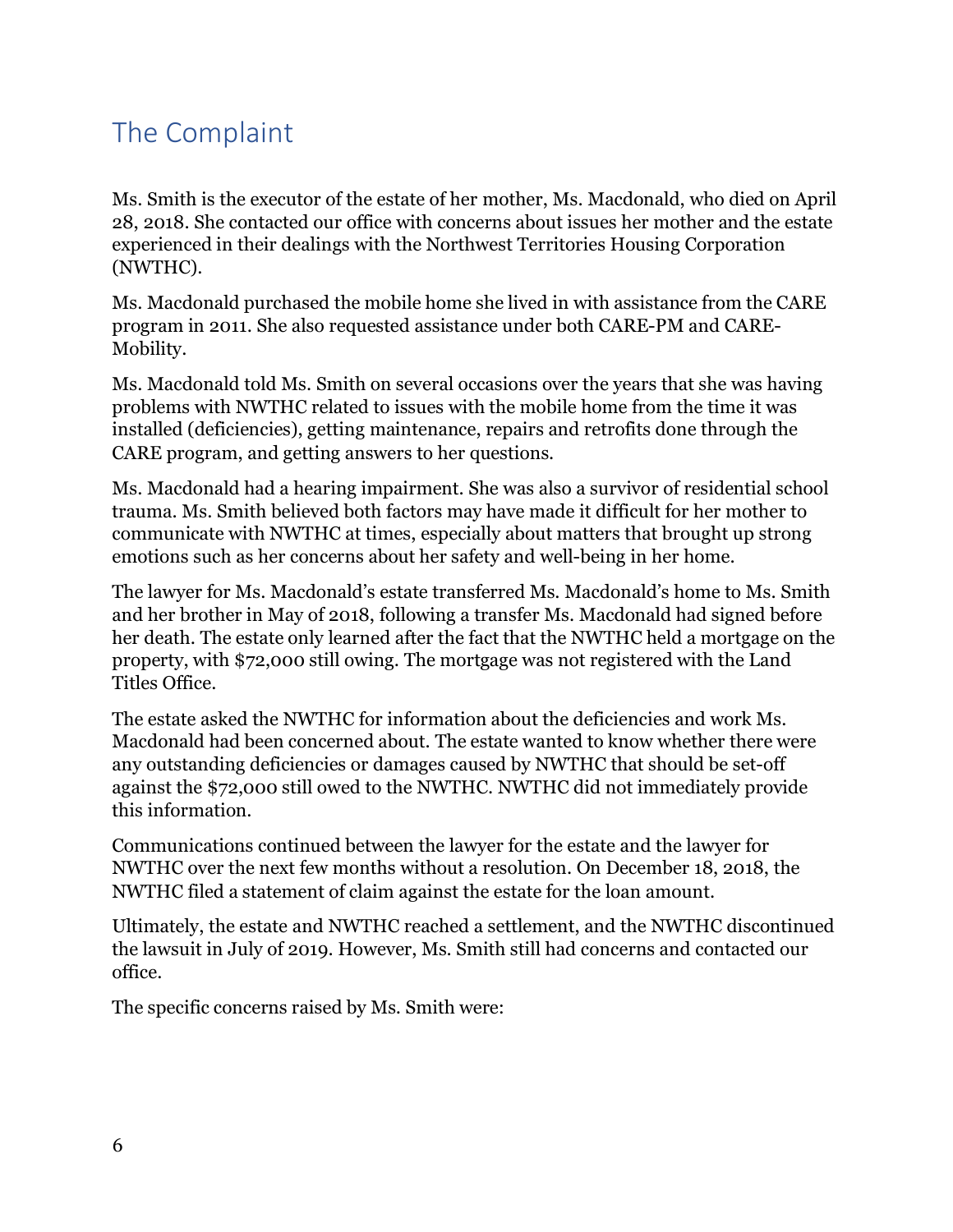# The Complaint

Ms. Smith is the executor of the estate of her mother, Ms. Macdonald, who died on April 28, 2018. She contacted our office with concerns about issues her mother and the estate experienced in their dealings with the Northwest Territories Housing Corporation (NWTHC).

Ms. Macdonald purchased the mobile home she lived in with assistance from the CARE program in 2011. She also requested assistance under both CARE-PM and CARE-Mobility.

Ms. Macdonald told Ms. Smith on several occasions over the years that she was having problems with NWTHC related to issues with the mobile home from the time it was installed (deficiencies), getting maintenance, repairs and retrofits done through the CARE program, and getting answers to her questions.

Ms. Macdonald had a hearing impairment. She was also a survivor of residential school trauma. Ms. Smith believed both factors may have made it difficult for her mother to communicate with NWTHC at times, especially about matters that brought up strong emotions such as her concerns about her safety and well-being in her home.

The lawyer for Ms. Macdonald's estate transferred Ms. Macdonald's home to Ms. Smith and her brother in May of 2018, following a transfer Ms. Macdonald had signed before her death. The estate only learned after the fact that the NWTHC held a mortgage on the property, with $72,000 still owing. The mortgage was not registered with the Land Titles Office.

The estate asked the NWTHC for information about the deficiencies and work Ms. Macdonald had been concerned about. The estate wanted to know whether there were any outstanding deficiencies or damages caused by NWTHC that should be set-off against the $72,000 still owed to the NWTHC. NWTHC did not immediately provide this information.

Communications continued between the lawyer for the estate and the lawyer for NWTHC over the next few months without a resolution. On December 18, 2018, the NWTHC filed a statement of claim against the estate for the loan amount.

Ultimately, the estate and NWTHC reached a settlement, and the NWTHC discontinued the lawsuit in July of 2019. However, Ms. Smith still had concerns and contacted our office.

The specific concerns raised by Ms. Smith were: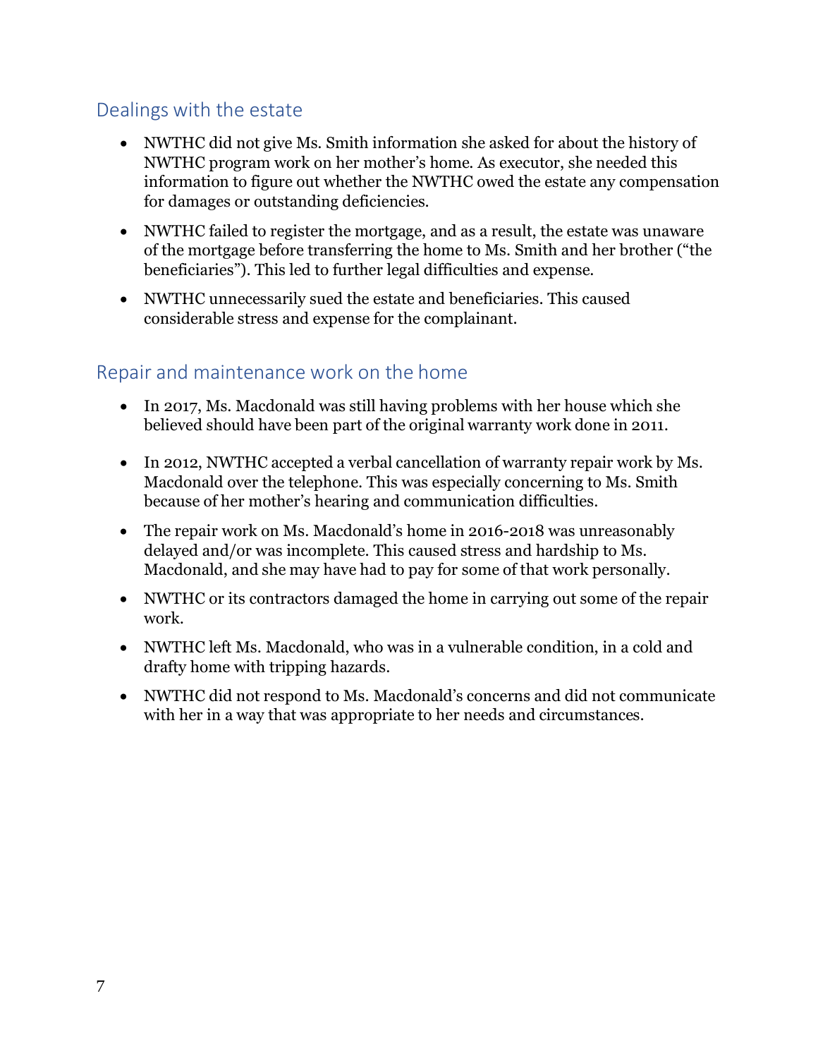## Dealings with the estate

- NWTHC did not give Ms. Smith information she asked for about the history of NWTHC program work on her mother's home. As executor, she needed this information to figure out whether the NWTHC owed the estate any compensation for damages or outstanding deficiencies.
- NWTHC failed to register the mortgage, and as a result, the estate was unaware of the mortgage before transferring the home to Ms. Smith and her brother ("the beneficiaries"). This led to further legal difficulties and expense.
- NWTHC unnecessarily sued the estate and beneficiaries. This caused considerable stress and expense for the complainant.

## Repair and maintenance work on the home

- In 2017, Ms. Macdonald was still having problems with her house which she believed should have been part of the original warranty work done in 2011.
- In 2012, NWTHC accepted a verbal cancellation of warranty repair work by Ms. Macdonald over the telephone. This was especially concerning to Ms. Smith because of her mother's hearing and communication difficulties.
- The repair work on Ms. Macdonald's home in 2016-2018 was unreasonably delayed and/or was incomplete. This caused stress and hardship to Ms. Macdonald, and she may have had to pay for some of that work personally.
- NWTHC or its contractors damaged the home in carrying out some of the repair work.
- NWTHC left Ms. Macdonald, who was in a vulnerable condition, in a cold and drafty home with tripping hazards.
- NWTHC did not respond to Ms. Macdonald's concerns and did not communicate with her in a way that was appropriate to her needs and circumstances.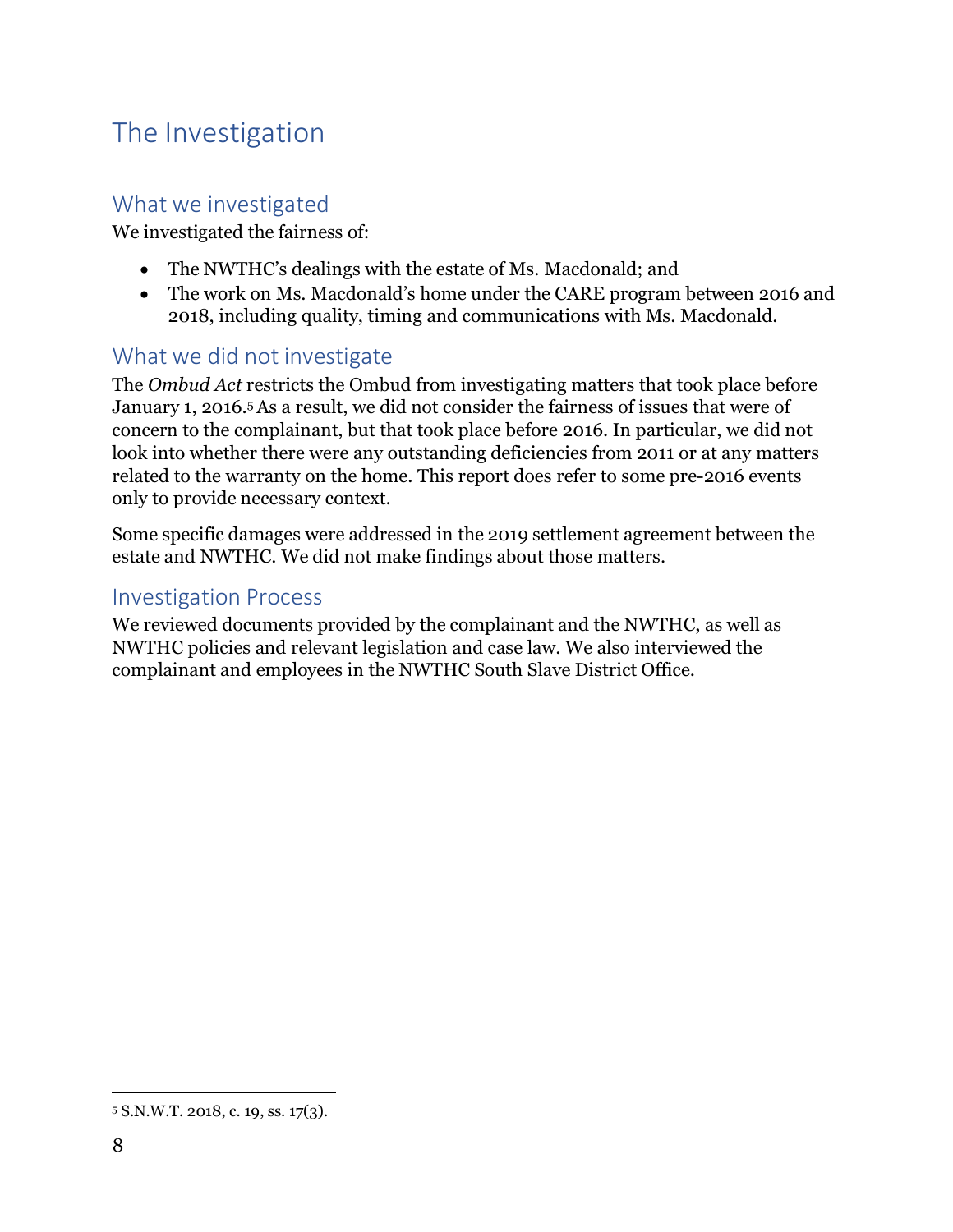# The Investigation

## What we investigated

We investigated the fairness of:

- The NWTHC's dealings with the estate of Ms. Macdonald; and
- The work on Ms. Macdonald's home under the CARE program between 2016 and 2018, including quality, timing and communications with Ms. Macdonald.

## What we did not investigate

The *Ombud Act* restricts the Ombud from investigating matters that took place before January 1, 2016.[5] As a result, we did not consider the fairness of issues that were of concern to the complainant, but that took place before 2016. In particular, we did not look into whether there were any outstanding deficiencies from 2011 or at any matters related to the warranty on the home. This report does refer to some pre-2016 events only to provide necessary context.

Some specific damages were addressed in the 2019 settlement agreement between the estate and NWTHC. We did not make findings about those matters.

## Investigation Process

We reviewed documents provided by the complainant and the NWTHC, as well as NWTHC policies and relevant legislation and case law. We also interviewed the complainant and employees in the NWTHC South Slave District Office.

---

[5] S.N.W.T. 2018, c. 19, ss. 17(3).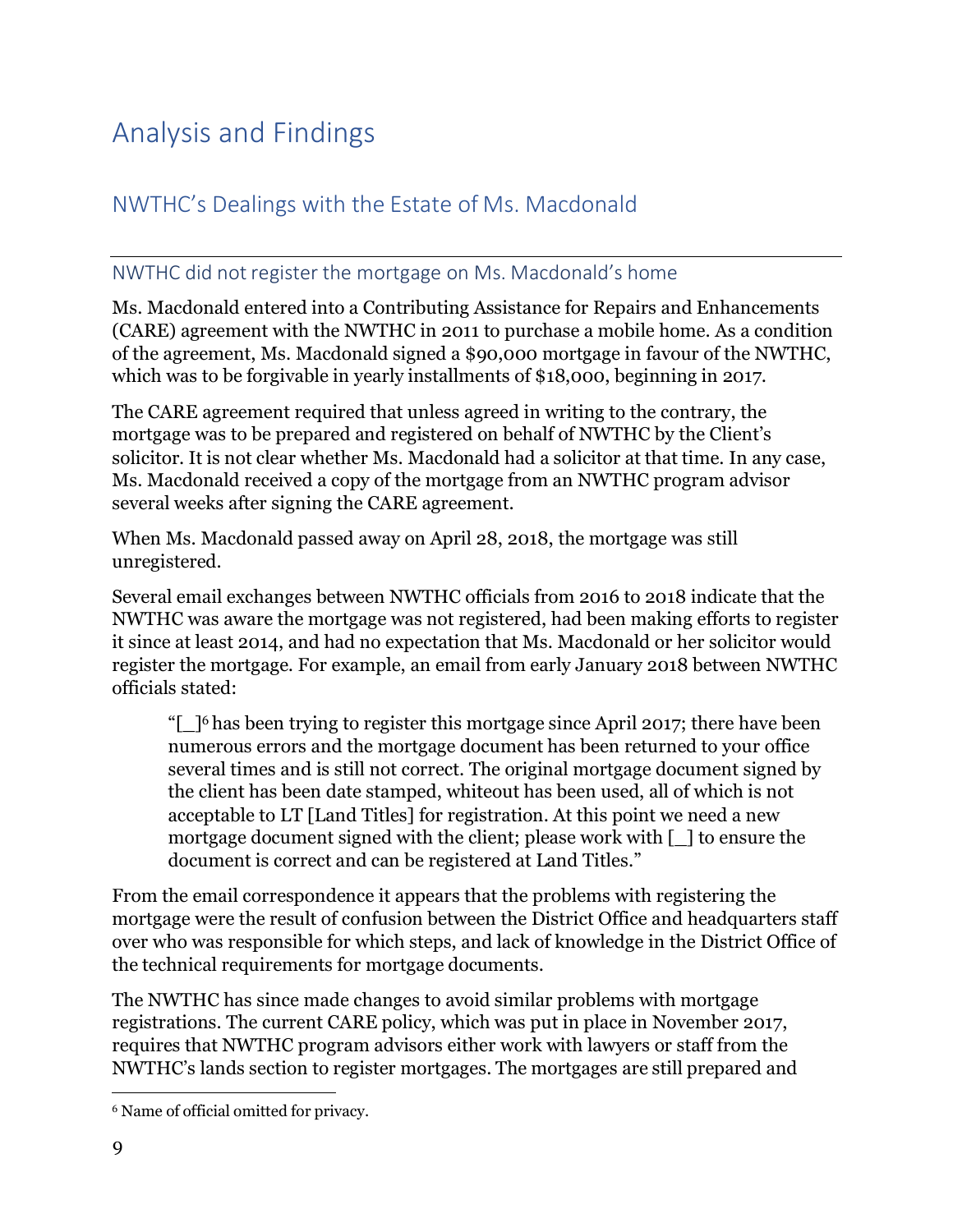# Analysis and Findings

## NWTHC's Dealings with the Estate of Ms. Macdonald

### NWTHC did not register the mortgage on Ms. Macdonald's home

Ms. Macdonald entered into a Contributing Assistance for Repairs and Enhancements (CARE) agreement with the NWTHC in 2011 to purchase a mobile home. As a condition of the agreement, Ms. Macdonald signed a $90,000 mortgage in favour of the NWTHC, which was to be forgivable in yearly installments of $18,000, beginning in 2017.

The CARE agreement required that unless agreed in writing to the contrary, the mortgage was to be prepared and registered on behalf of NWTHC by the Client's solicitor. It is not clear whether Ms. Macdonald had a solicitor at that time. In any case, Ms. Macdonald received a copy of the mortgage from an NWTHC program advisor several weeks after signing the CARE agreement.

When Ms. Macdonald passed away on April 28, 2018, the mortgage was still unregistered.

Several email exchanges between NWTHC officials from 2016 to 2018 indicate that the NWTHC was aware the mortgage was not registered, had been making efforts to register it since at least 2014, and had no expectation that Ms. Macdonald or her solicitor would register the mortgage. For example, an email from early January 2018 between NWTHC officials stated:

> "[_][6] has been trying to register this mortgage since April 2017; there have been numerous errors and the mortgage document has been returned to your office several times and is still not correct. The original mortgage document signed by the client has been date stamped, whiteout has been used, all of which is not acceptable to LT [Land Titles] for registration. At this point we need a new mortgage document signed with the client; please work with [_] to ensure the document is correct and can be registered at Land Titles."

From the email correspondence it appears that the problems with registering the mortgage were the result of confusion between the District Office and headquarters staff over who was responsible for which steps, and lack of knowledge in the District Office of the technical requirements for mortgage documents.

The NWTHC has since made changes to avoid similar problems with mortgage registrations. The current CARE policy, which was put in place in November 2017, requires that NWTHC program advisors either work with lawyers or staff from the NWTHC's lands section to register mortgages. The mortgages are still prepared and

[6] Name of official omitted for privacy.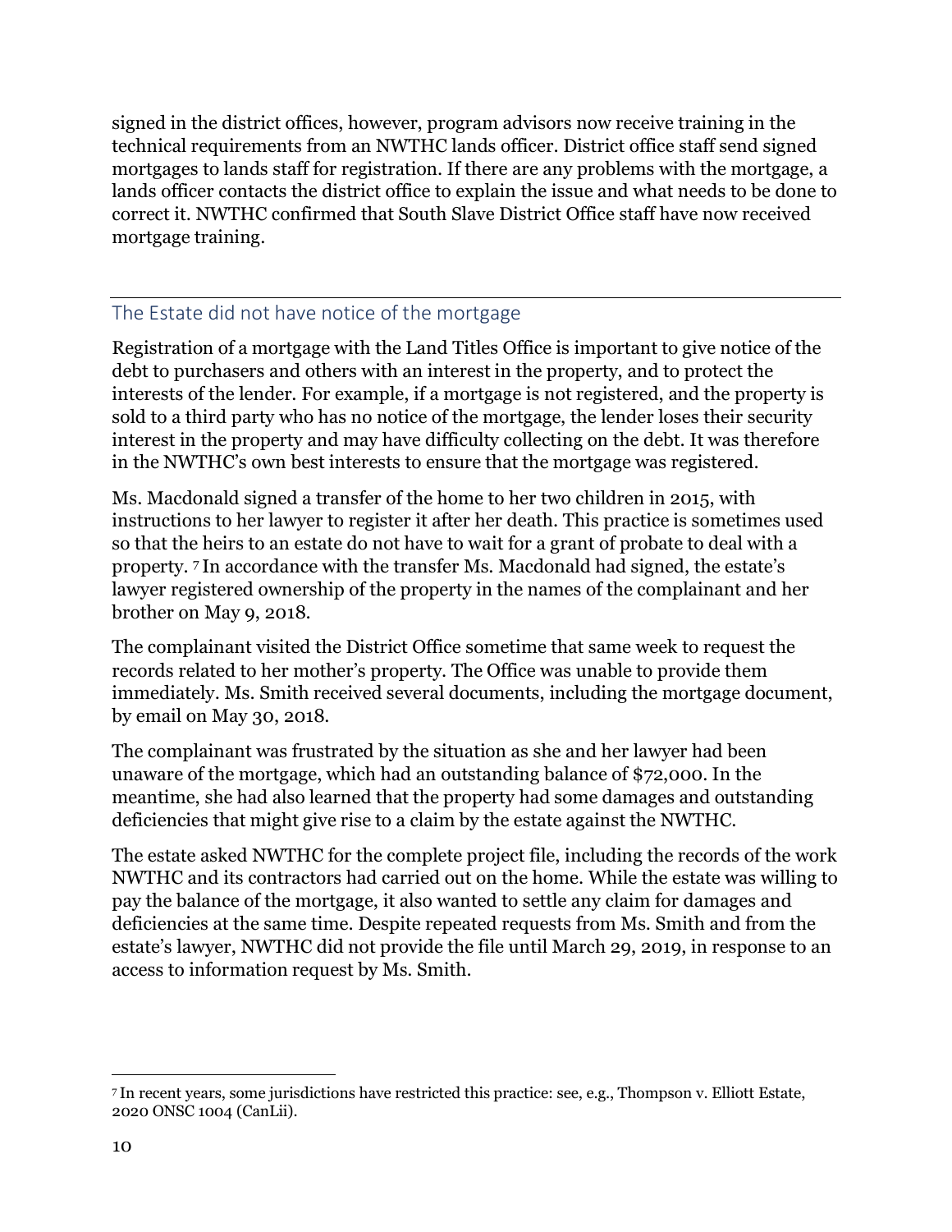signed in the district offices, however, program advisors now receive training in the technical requirements from an NWTHC lands officer. District office staff send signed mortgages to lands staff for registration. If there are any problems with the mortgage, a lands officer contacts the district office to explain the issue and what needs to be done to correct it. NWTHC confirmed that South Slave District Office staff have now received mortgage training.

## The Estate did not have notice of the mortgage

Registration of a mortgage with the Land Titles Office is important to give notice of the debt to purchasers and others with an interest in the property, and to protect the interests of the lender. For example, if a mortgage is not registered, and the property is sold to a third party who has no notice of the mortgage, the lender loses their security interest in the property and may have difficulty collecting on the debt. It was therefore in the NWTHC's own best interests to ensure that the mortgage was registered.

Ms. Macdonald signed a transfer of the home to her two children in 2015, with instructions to her lawyer to register it after her death. This practice is sometimes used so that the heirs to an estate do not have to wait for a grant of probate to deal with a property. [7] In accordance with the transfer Ms. Macdonald had signed, the estate's lawyer registered ownership of the property in the names of the complainant and her brother on May 9, 2018.

The complainant visited the District Office sometime that same week to request the records related to her mother's property. The Office was unable to provide them immediately. Ms. Smith received several documents, including the mortgage document, by email on May 30, 2018.

The complainant was frustrated by the situation as she and her lawyer had been unaware of the mortgage, which had an outstanding balance of $72,000. In the meantime, she had also learned that the property had some damages and outstanding deficiencies that might give rise to a claim by the estate against the NWTHC.

The estate asked NWTHC for the complete project file, including the records of the work NWTHC and its contractors had carried out on the home. While the estate was willing to pay the balance of the mortgage, it also wanted to settle any claim for damages and deficiencies at the same time. Despite repeated requests from Ms. Smith and from the estate's lawyer, NWTHC did not provide the file until March 29, 2019, in response to an access to information request by Ms. Smith.

[7] In recent years, some jurisdictions have restricted this practice: see, e.g., Thompson v. Elliott Estate, 2020 ONSC 1004 (CanLii).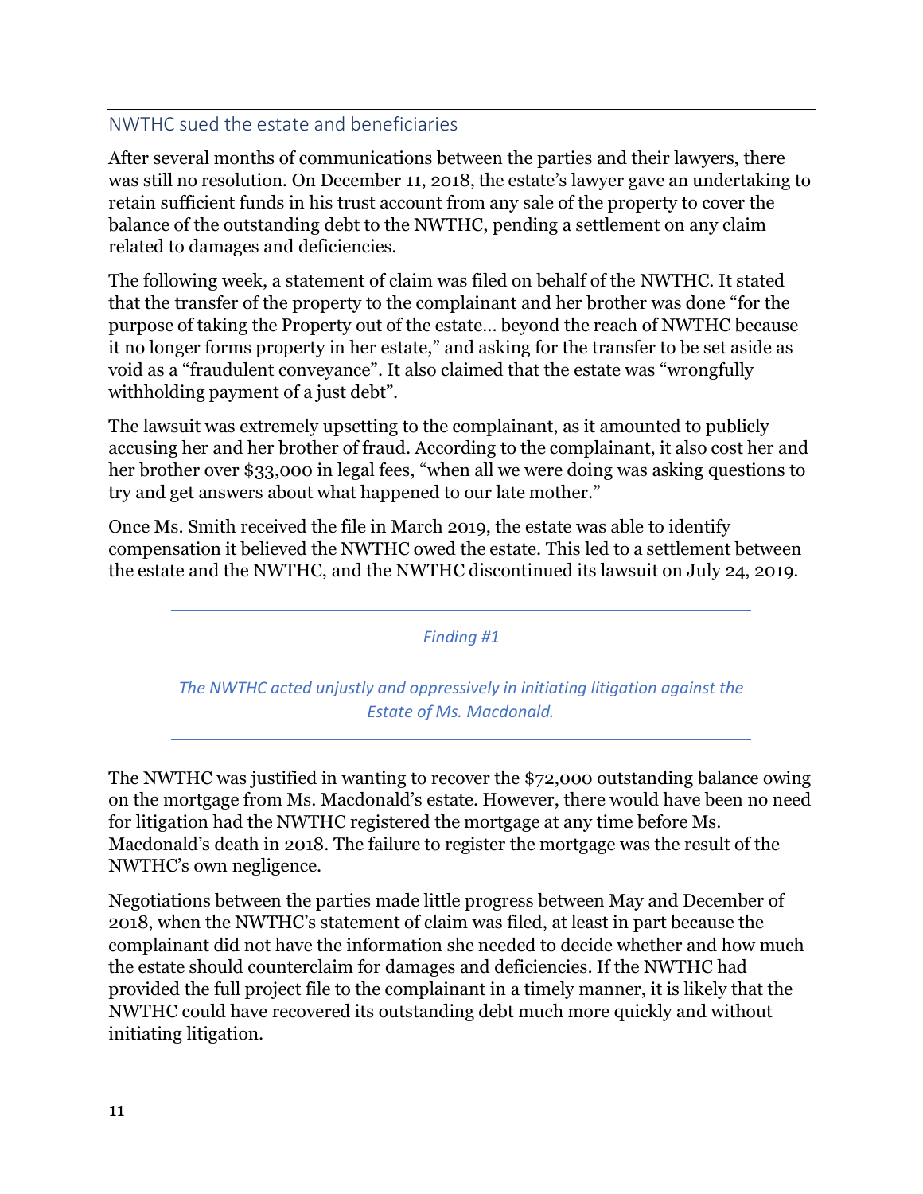## NWTHC sued the estate and beneficiaries

After several months of communications between the parties and their lawyers, there was still no resolution. On December 11, 2018, the estate's lawyer gave an undertaking to retain sufficient funds in his trust account from any sale of the property to cover the balance of the outstanding debt to the NWTHC, pending a settlement on any claim related to damages and deficiencies.

The following week, a statement of claim was filed on behalf of the NWTHC. It stated that the transfer of the property to the complainant and her brother was done "for the purpose of taking the Property out of the estate… beyond the reach of NWTHC because it no longer forms property in her estate," and asking for the transfer to be set aside as void as a "fraudulent conveyance". It also claimed that the estate was "wrongfully withholding payment of a just debt".

The lawsuit was extremely upsetting to the complainant, as it amounted to publicly accusing her and her brother of fraud. According to the complainant, it also cost her and her brother over $33,000 in legal fees, "when all we were doing was asking questions to try and get answers about what happened to our late mother."

Once Ms. Smith received the file in March 2019, the estate was able to identify compensation it believed the NWTHC owed the estate. This led to a settlement between the estate and the NWTHC, and the NWTHC discontinued its lawsuit on July 24, 2019.

*Finding #1*

*The NWTHC acted unjustly and oppressively in initiating litigation against the Estate of Ms. Macdonald.*

The NWTHC was justified in wanting to recover the $72,000 outstanding balance owing on the mortgage from Ms. Macdonald's estate. However, there would have been no need for litigation had the NWTHC registered the mortgage at any time before Ms. Macdonald's death in 2018. The failure to register the mortgage was the result of the NWTHC's own negligence.

Negotiations between the parties made little progress between May and December of 2018, when the NWTHC's statement of claim was filed, at least in part because the complainant did not have the information she needed to decide whether and how much the estate should counterclaim for damages and deficiencies. If the NWTHC had provided the full project file to the complainant in a timely manner, it is likely that the NWTHC could have recovered its outstanding debt much more quickly and without initiating litigation.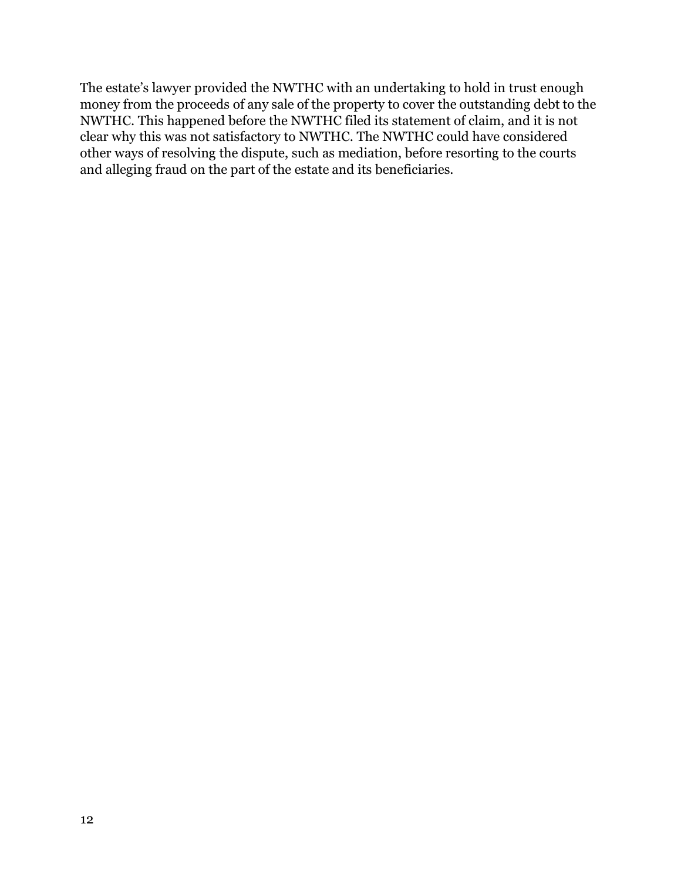The estate's lawyer provided the NWTHC with an undertaking to hold in trust enough money from the proceeds of any sale of the property to cover the outstanding debt to the NWTHC. This happened before the NWTHC filed its statement of claim, and it is not clear why this was not satisfactory to NWTHC. The NWTHC could have considered other ways of resolving the dispute, such as mediation, before resorting to the courts and alleging fraud on the part of the estate and its beneficiaries.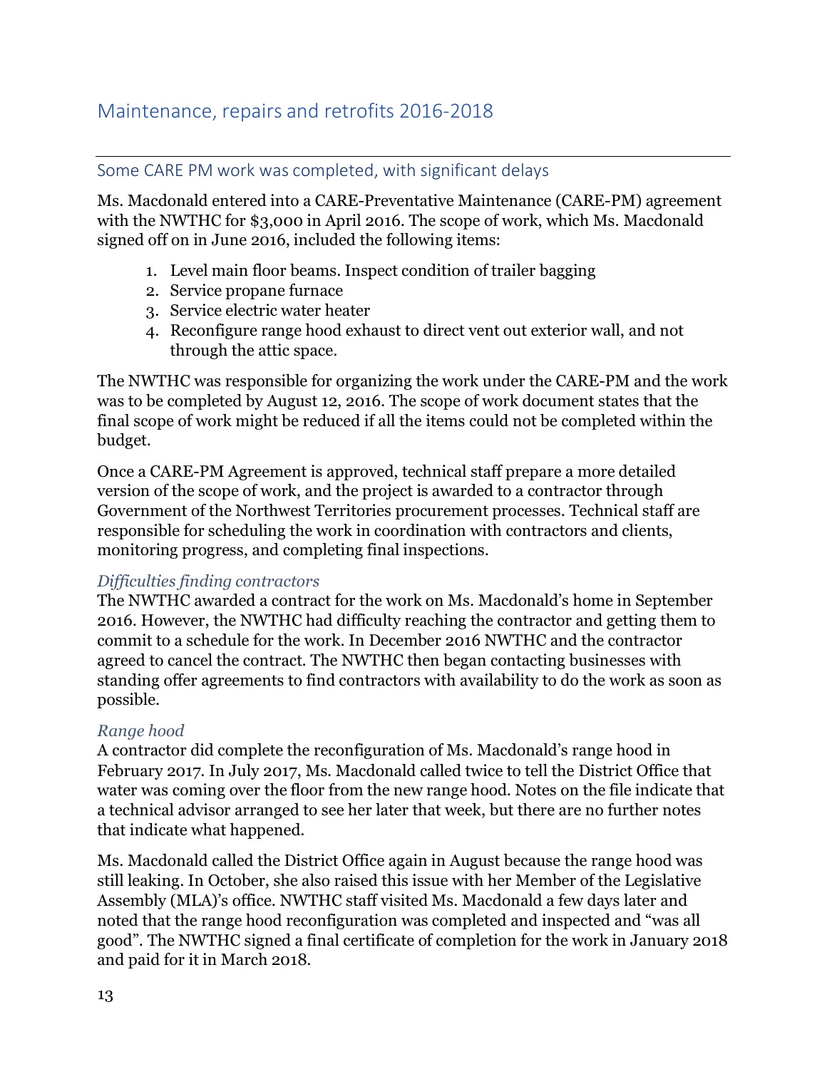## Maintenance, repairs and retrofits 2016-2018

### Some CARE PM work was completed, with significant delays

Ms. Macdonald entered into a CARE-Preventative Maintenance (CARE-PM) agreement with the NWTHC for $3,000 in April 2016. The scope of work, which Ms. Macdonald signed off on in June 2016, included the following items:

1. Level main floor beams. Inspect condition of trailer bagging
2. Service propane furnace
3. Service electric water heater
4. Reconfigure range hood exhaust to direct vent out exterior wall, and not through the attic space.

The NWTHC was responsible for organizing the work under the CARE-PM and the work was to be completed by August 12, 2016. The scope of work document states that the final scope of work might be reduced if all the items could not be completed within the budget.

Once a CARE-PM Agreement is approved, technical staff prepare a more detailed version of the scope of work, and the project is awarded to a contractor through Government of the Northwest Territories procurement processes. Technical staff are responsible for scheduling the work in coordination with contractors and clients, monitoring progress, and completing final inspections.

#### *Difficulties finding contractors*

The NWTHC awarded a contract for the work on Ms. Macdonald's home in September 2016. However, the NWTHC had difficulty reaching the contractor and getting them to commit to a schedule for the work. In December 2016 NWTHC and the contractor agreed to cancel the contract. The NWTHC then began contacting businesses with standing offer agreements to find contractors with availability to do the work as soon as possible.

#### *Range hood*

A contractor did complete the reconfiguration of Ms. Macdonald's range hood in February 2017. In July 2017, Ms. Macdonald called twice to tell the District Office that water was coming over the floor from the new range hood. Notes on the file indicate that a technical advisor arranged to see her later that week, but there are no further notes that indicate what happened.

Ms. Macdonald called the District Office again in August because the range hood was still leaking. In October, she also raised this issue with her Member of the Legislative Assembly (MLA)'s office. NWTHC staff visited Ms. Macdonald a few days later and noted that the range hood reconfiguration was completed and inspected and "was all good". The NWTHC signed a final certificate of completion for the work in January 2018 and paid for it in March 2018.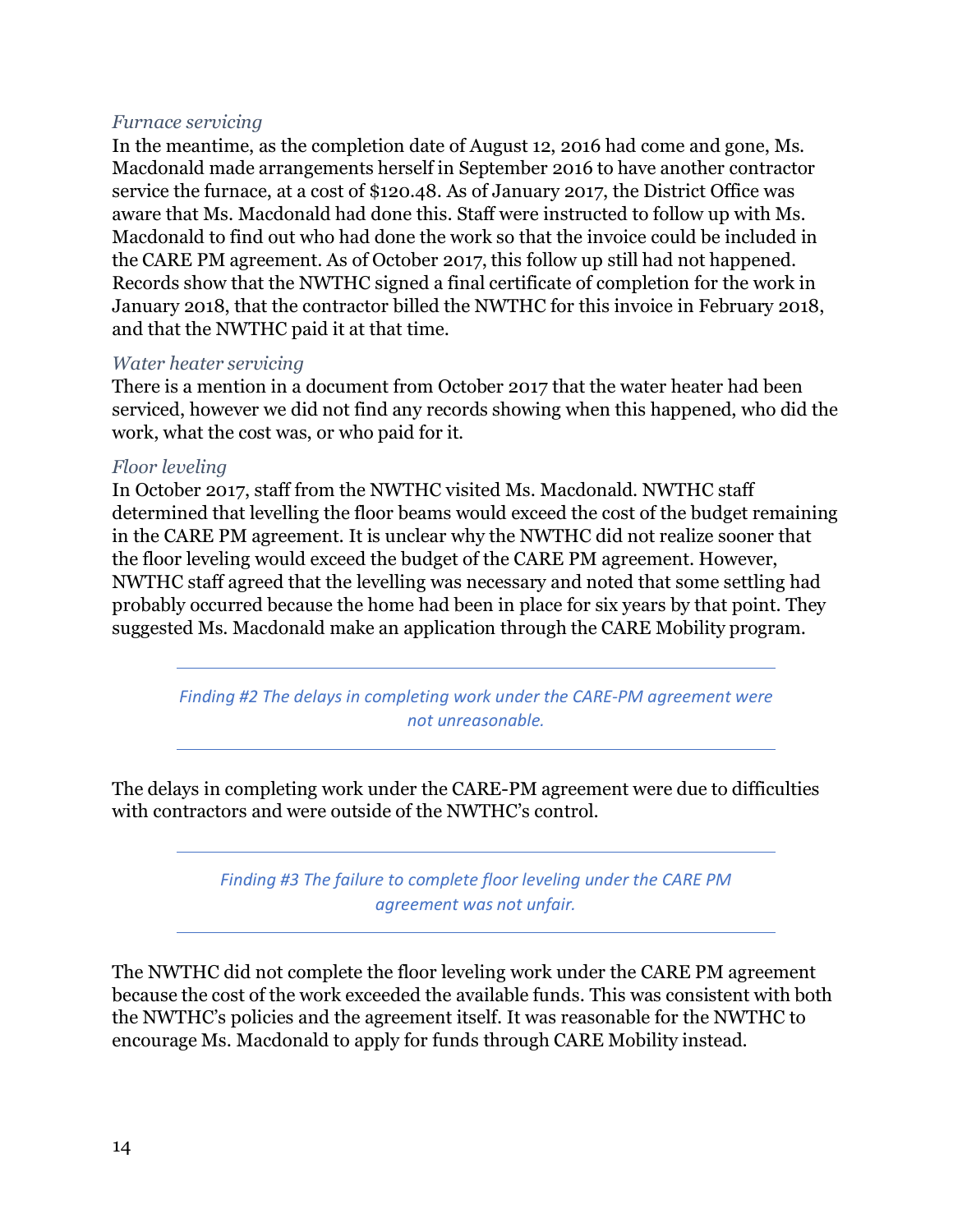### *Furnace servicing*

In the meantime, as the completion date of August 12, 2016 had come and gone, Ms. Macdonald made arrangements herself in September 2016 to have another contractor service the furnace, at a cost of $120.48. As of January 2017, the District Office was aware that Ms. Macdonald had done this. Staff were instructed to follow up with Ms. Macdonald to find out who had done the work so that the invoice could be included in the CARE PM agreement. As of October 2017, this follow up still had not happened. Records show that the NWTHC signed a final certificate of completion for the work in January 2018, that the contractor billed the NWTHC for this invoice in February 2018, and that the NWTHC paid it at that time.

### *Water heater servicing*

There is a mention in a document from October 2017 that the water heater had been serviced, however we did not find any records showing when this happened, who did the work, what the cost was, or who paid for it.

### *Floor leveling*

In October 2017, staff from the NWTHC visited Ms. Macdonald. NWTHC staff determined that levelling the floor beams would exceed the cost of the budget remaining in the CARE PM agreement. It is unclear why the NWTHC did not realize sooner that the floor leveling would exceed the budget of the CARE PM agreement. However, NWTHC staff agreed that the levelling was necessary and noted that some settling had probably occurred because the home had been in place for six years by that point. They suggested Ms. Macdonald make an application through the CARE Mobility program.

---

*Finding #2 The delays in completing work under the CARE-PM agreement were not unreasonable.*

---

The delays in completing work under the CARE-PM agreement were due to difficulties with contractors and were outside of the NWTHC's control.

---

*Finding #3 The failure to complete floor leveling under the CARE PM agreement was not unfair.*

---

The NWTHC did not complete the floor leveling work under the CARE PM agreement because the cost of the work exceeded the available funds. This was consistent with both the NWTHC's policies and the agreement itself. It was reasonable for the NWTHC to encourage Ms. Macdonald to apply for funds through CARE Mobility instead.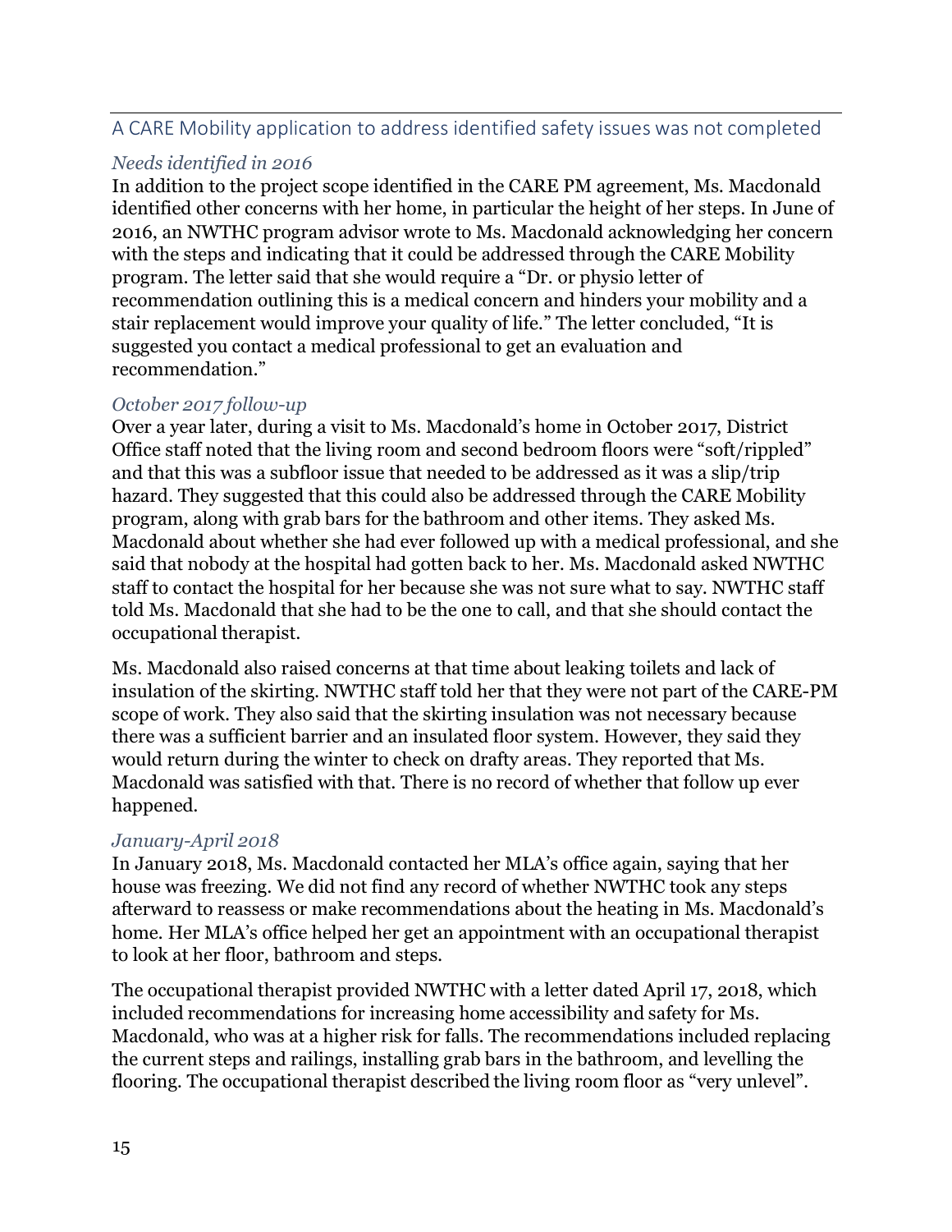## A CARE Mobility application to address identified safety issues was not completed

### *Needs identified in 2016*

In addition to the project scope identified in the CARE PM agreement, Ms. Macdonald identified other concerns with her home, in particular the height of her steps. In June of 2016, an NWTHC program advisor wrote to Ms. Macdonald acknowledging her concern with the steps and indicating that it could be addressed through the CARE Mobility program. The letter said that she would require a "Dr. or physio letter of recommendation outlining this is a medical concern and hinders your mobility and a stair replacement would improve your quality of life." The letter concluded, "It is suggested you contact a medical professional to get an evaluation and recommendation."

### *October 2017 follow-up*

Over a year later, during a visit to Ms. Macdonald's home in October 2017, District Office staff noted that the living room and second bedroom floors were "soft/rippled" and that this was a subfloor issue that needed to be addressed as it was a slip/trip hazard. They suggested that this could also be addressed through the CARE Mobility program, along with grab bars for the bathroom and other items. They asked Ms. Macdonald about whether she had ever followed up with a medical professional, and she said that nobody at the hospital had gotten back to her. Ms. Macdonald asked NWTHC staff to contact the hospital for her because she was not sure what to say. NWTHC staff told Ms. Macdonald that she had to be the one to call, and that she should contact the occupational therapist.

Ms. Macdonald also raised concerns at that time about leaking toilets and lack of insulation of the skirting. NWTHC staff told her that they were not part of the CARE-PM scope of work. They also said that the skirting insulation was not necessary because there was a sufficient barrier and an insulated floor system. However, they said they would return during the winter to check on drafty areas. They reported that Ms. Macdonald was satisfied with that. There is no record of whether that follow up ever happened.

### *January-April 2018*

In January 2018, Ms. Macdonald contacted her MLA's office again, saying that her house was freezing. We did not find any record of whether NWTHC took any steps afterward to reassess or make recommendations about the heating in Ms. Macdonald's home. Her MLA's office helped her get an appointment with an occupational therapist to look at her floor, bathroom and steps.

The occupational therapist provided NWTHC with a letter dated April 17, 2018, which included recommendations for increasing home accessibility and safety for Ms. Macdonald, who was at a higher risk for falls. The recommendations included replacing the current steps and railings, installing grab bars in the bathroom, and levelling the flooring. The occupational therapist described the living room floor as "very unlevel".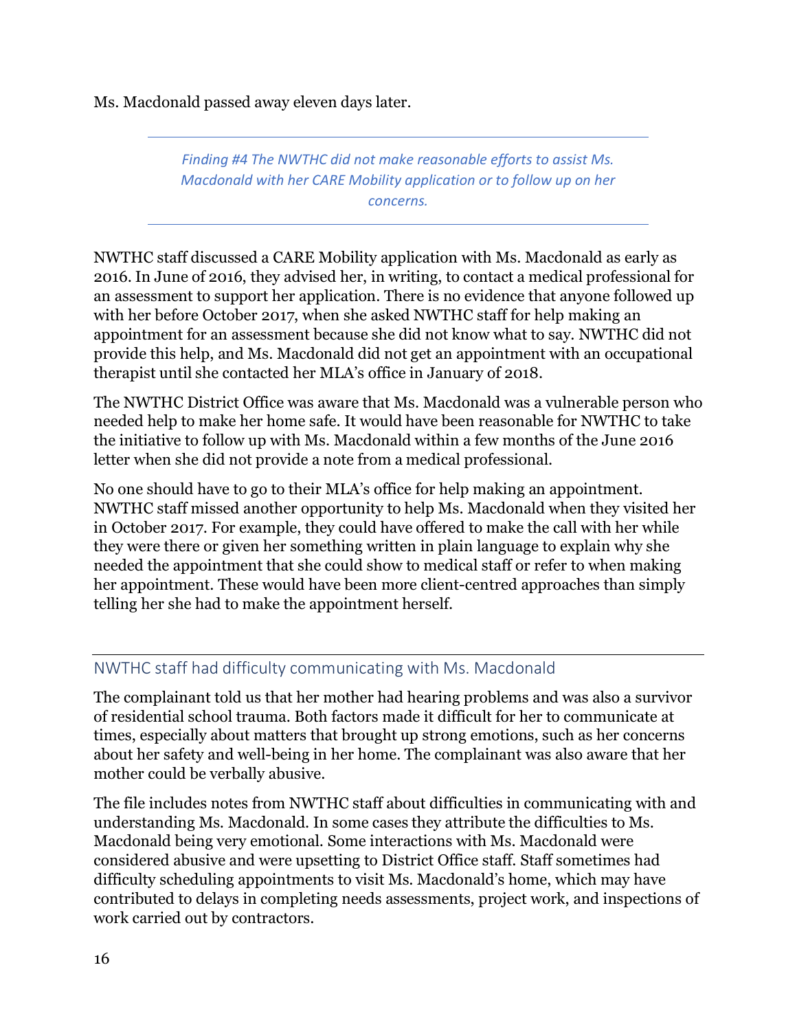Ms. Macdonald passed away eleven days later.

---

*Finding #4 The NWTHC did not make reasonable efforts to assist Ms. Macdonald with her CARE Mobility application or to follow up on her concerns.*

---

NWTHC staff discussed a CARE Mobility application with Ms. Macdonald as early as 2016. In June of 2016, they advised her, in writing, to contact a medical professional for an assessment to support her application. There is no evidence that anyone followed up with her before October 2017, when she asked NWTHC staff for help making an appointment for an assessment because she did not know what to say. NWTHC did not provide this help, and Ms. Macdonald did not get an appointment with an occupational therapist until she contacted her MLA's office in January of 2018.

The NWTHC District Office was aware that Ms. Macdonald was a vulnerable person who needed help to make her home safe. It would have been reasonable for NWTHC to take the initiative to follow up with Ms. Macdonald within a few months of the June 2016 letter when she did not provide a note from a medical professional.

No one should have to go to their MLA's office for help making an appointment. NWTHC staff missed another opportunity to help Ms. Macdonald when they visited her in October 2017. For example, they could have offered to make the call with her while they were there or given her something written in plain language to explain why she needed the appointment that she could show to medical staff or refer to when making her appointment. These would have been more client-centred approaches than simply telling her she had to make the appointment herself.

## NWTHC staff had difficulty communicating with Ms. Macdonald

The complainant told us that her mother had hearing problems and was also a survivor of residential school trauma. Both factors made it difficult for her to communicate at times, especially about matters that brought up strong emotions, such as her concerns about her safety and well-being in her home. The complainant was also aware that her mother could be verbally abusive.

The file includes notes from NWTHC staff about difficulties in communicating with and understanding Ms. Macdonald. In some cases they attribute the difficulties to Ms. Macdonald being very emotional. Some interactions with Ms. Macdonald were considered abusive and were upsetting to District Office staff. Staff sometimes had difficulty scheduling appointments to visit Ms. Macdonald's home, which may have contributed to delays in completing needs assessments, project work, and inspections of work carried out by contractors.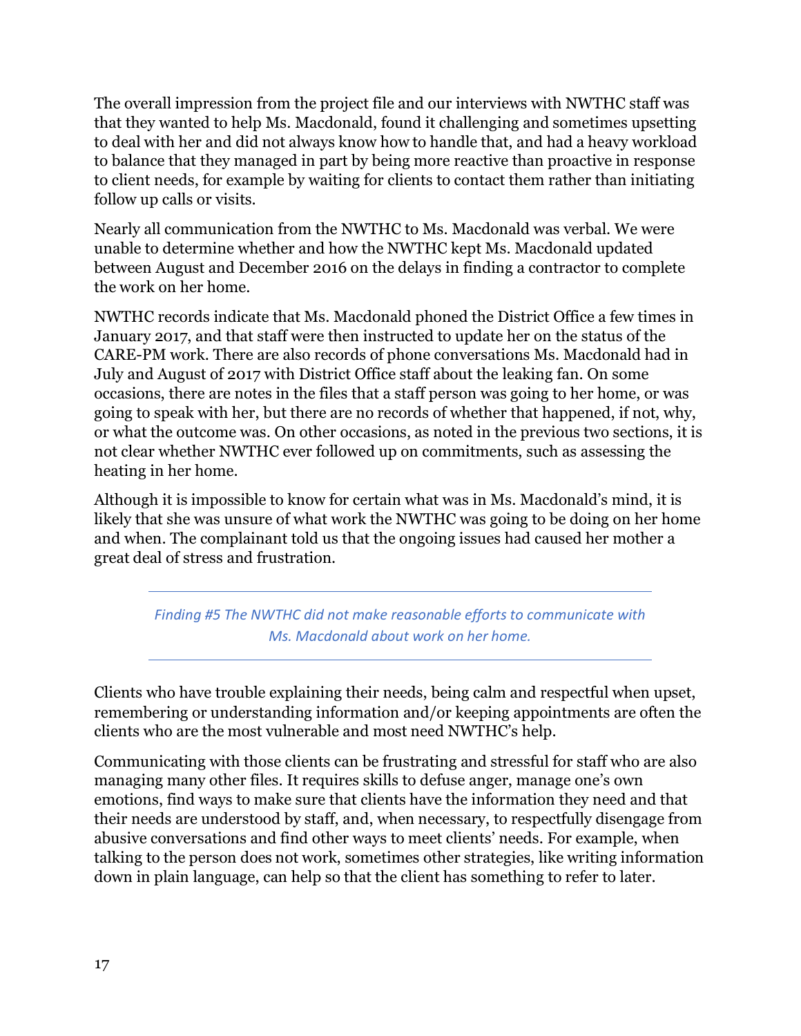The overall impression from the project file and our interviews with NWTHC staff was that they wanted to help Ms. Macdonald, found it challenging and sometimes upsetting to deal with her and did not always know how to handle that, and had a heavy workload to balance that they managed in part by being more reactive than proactive in response to client needs, for example by waiting for clients to contact them rather than initiating follow up calls or visits.

Nearly all communication from the NWTHC to Ms. Macdonald was verbal. We were unable to determine whether and how the NWTHC kept Ms. Macdonald updated between August and December 2016 on the delays in finding a contractor to complete the work on her home.

NWTHC records indicate that Ms. Macdonald phoned the District Office a few times in January 2017, and that staff were then instructed to update her on the status of the CARE-PM work. There are also records of phone conversations Ms. Macdonald had in July and August of 2017 with District Office staff about the leaking fan. On some occasions, there are notes in the files that a staff person was going to her home, or was going to speak with her, but there are no records of whether that happened, if not, why, or what the outcome was. On other occasions, as noted in the previous two sections, it is not clear whether NWTHC ever followed up on commitments, such as assessing the heating in her home.

Although it is impossible to know for certain what was in Ms. Macdonald's mind, it is likely that she was unsure of what work the NWTHC was going to be doing on her home and when. The complainant told us that the ongoing issues had caused her mother a great deal of stress and frustration.

---

*Finding #5 The NWTHC did not make reasonable efforts to communicate with Ms. Macdonald about work on her home.*

---

Clients who have trouble explaining their needs, being calm and respectful when upset, remembering or understanding information and/or keeping appointments are often the clients who are the most vulnerable and most need NWTHC's help.

Communicating with those clients can be frustrating and stressful for staff who are also managing many other files. It requires skills to defuse anger, manage one's own emotions, find ways to make sure that clients have the information they need and that their needs are understood by staff, and, when necessary, to respectfully disengage from abusive conversations and find other ways to meet clients' needs. For example, when talking to the person does not work, sometimes other strategies, like writing information down in plain language, can help so that the client has something to refer to later.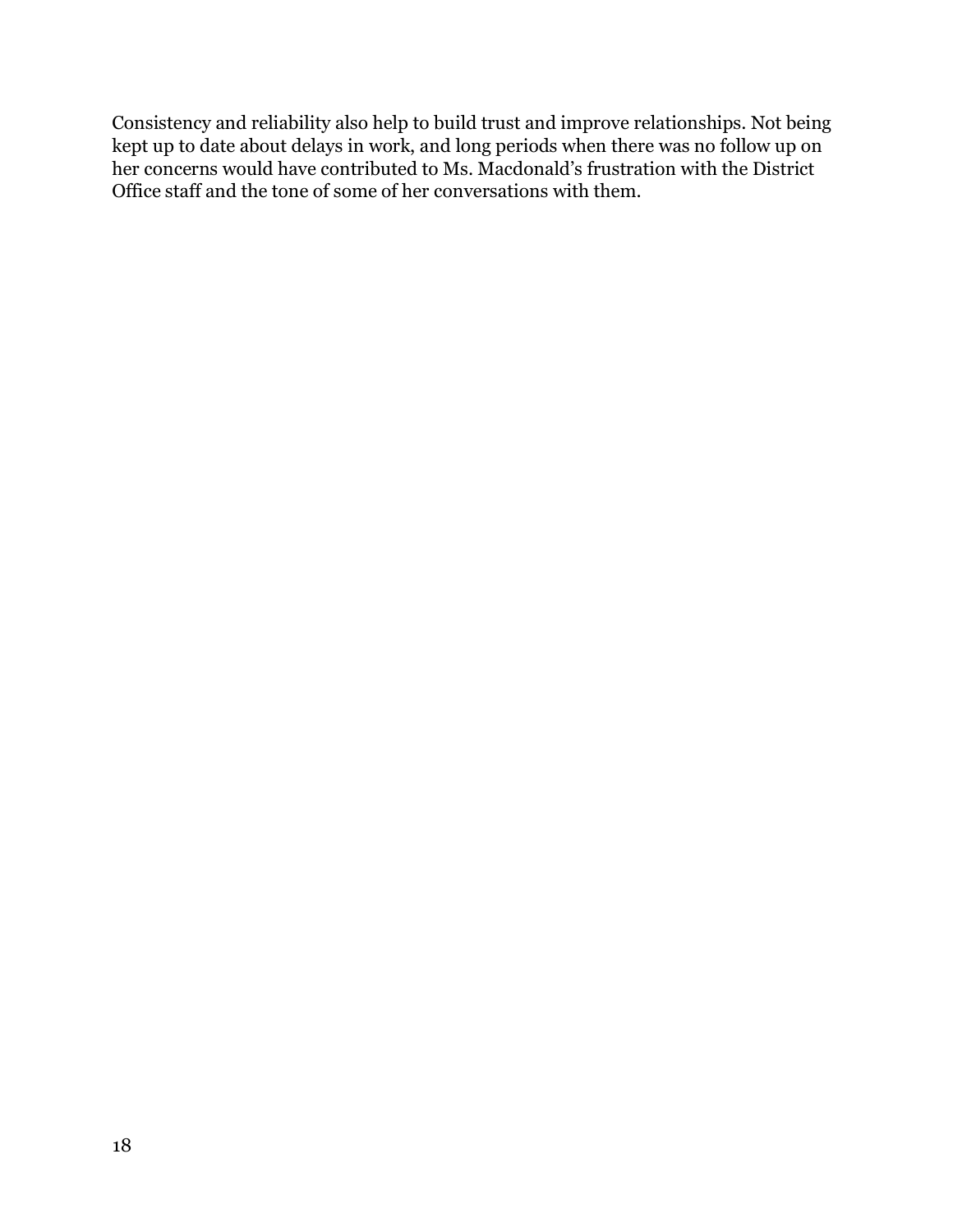Consistency and reliability also help to build trust and improve relationships. Not being kept up to date about delays in work, and long periods when there was no follow up on her concerns would have contributed to Ms. Macdonald's frustration with the District Office staff and the tone of some of her conversations with them.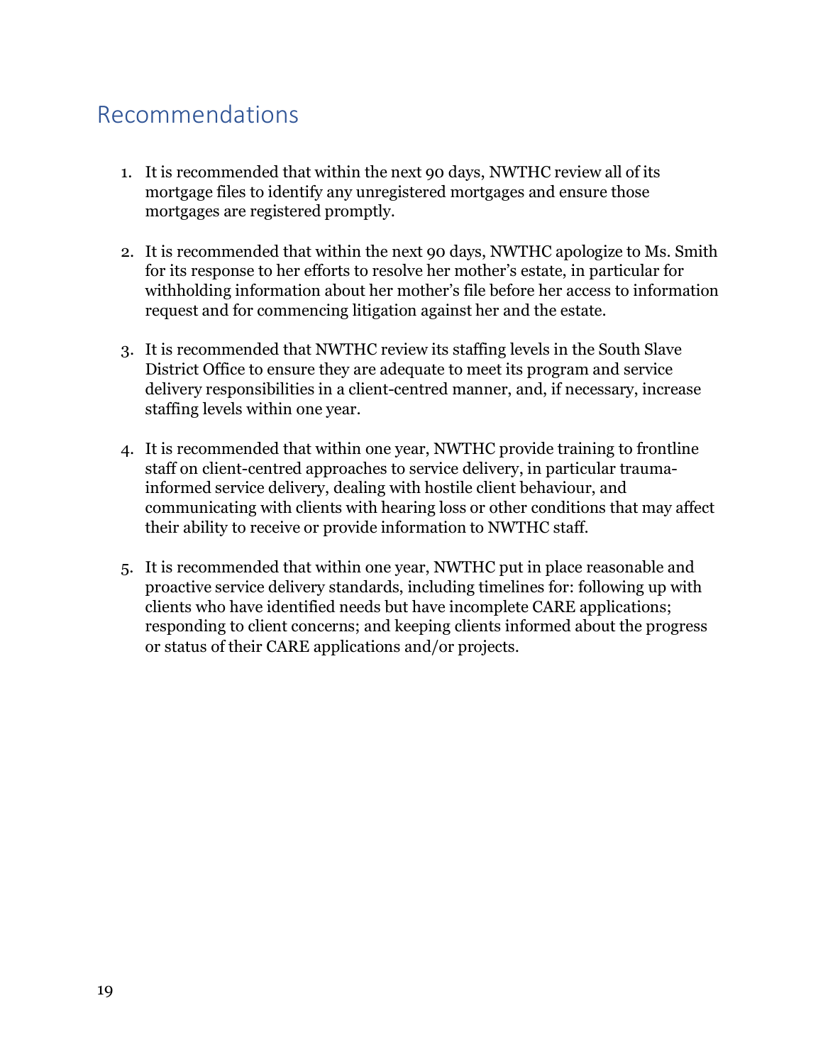## Recommendations

1. It is recommended that within the next 90 days, NWTHC review all of its mortgage files to identify any unregistered mortgages and ensure those mortgages are registered promptly.

2. It is recommended that within the next 90 days, NWTHC apologize to Ms. Smith for its response to her efforts to resolve her mother's estate, in particular for withholding information about her mother's file before her access to information request and for commencing litigation against her and the estate.

3. It is recommended that NWTHC review its staffing levels in the South Slave District Office to ensure they are adequate to meet its program and service delivery responsibilities in a client-centred manner, and, if necessary, increase staffing levels within one year.

4. It is recommended that within one year, NWTHC provide training to frontline staff on client-centred approaches to service delivery, in particular trauma-informed service delivery, dealing with hostile client behaviour, and communicating with clients with hearing loss or other conditions that may affect their ability to receive or provide information to NWTHC staff.

5. It is recommended that within one year, NWTHC put in place reasonable and proactive service delivery standards, including timelines for: following up with clients who have identified needs but have incomplete CARE applications; responding to client concerns; and keeping clients informed about the progress or status of their CARE applications and/or projects.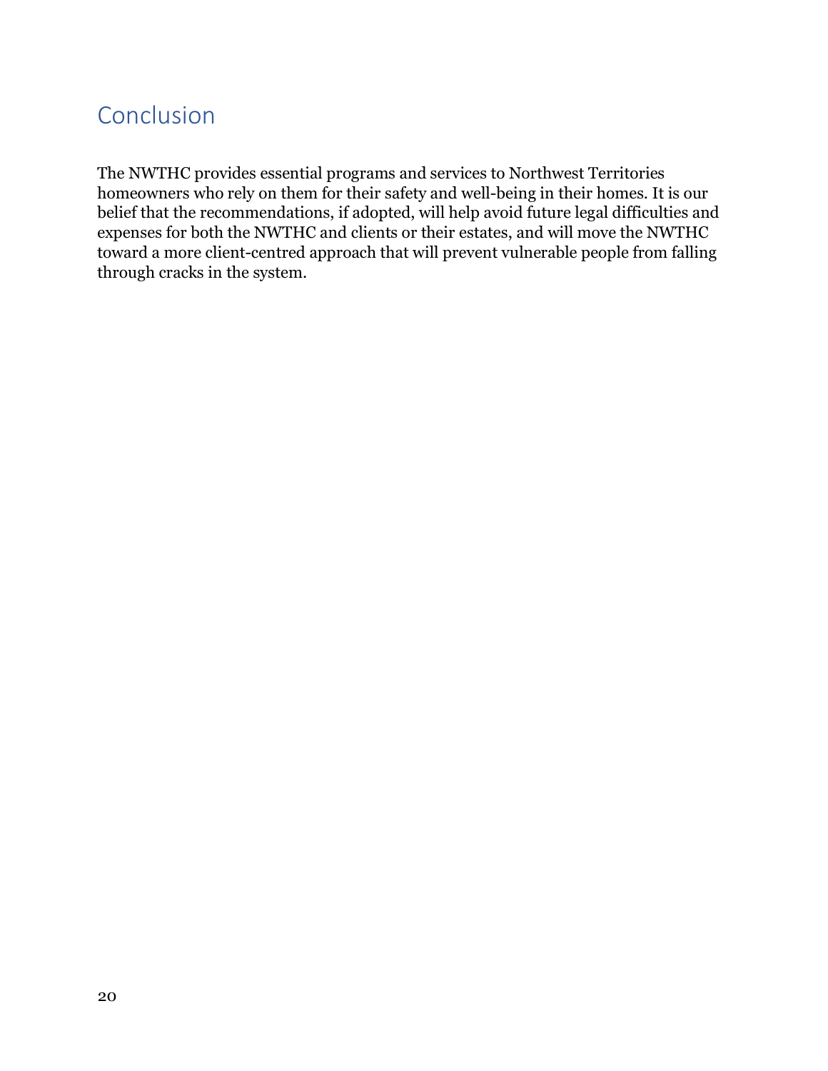# Conclusion

The NWTHC provides essential programs and services to Northwest Territories homeowners who rely on them for their safety and well-being in their homes. It is our belief that the recommendations, if adopted, will help avoid future legal difficulties and expenses for both the NWTHC and clients or their estates, and will move the NWTHC toward a more client-centred approach that will prevent vulnerable people from falling through cracks in the system.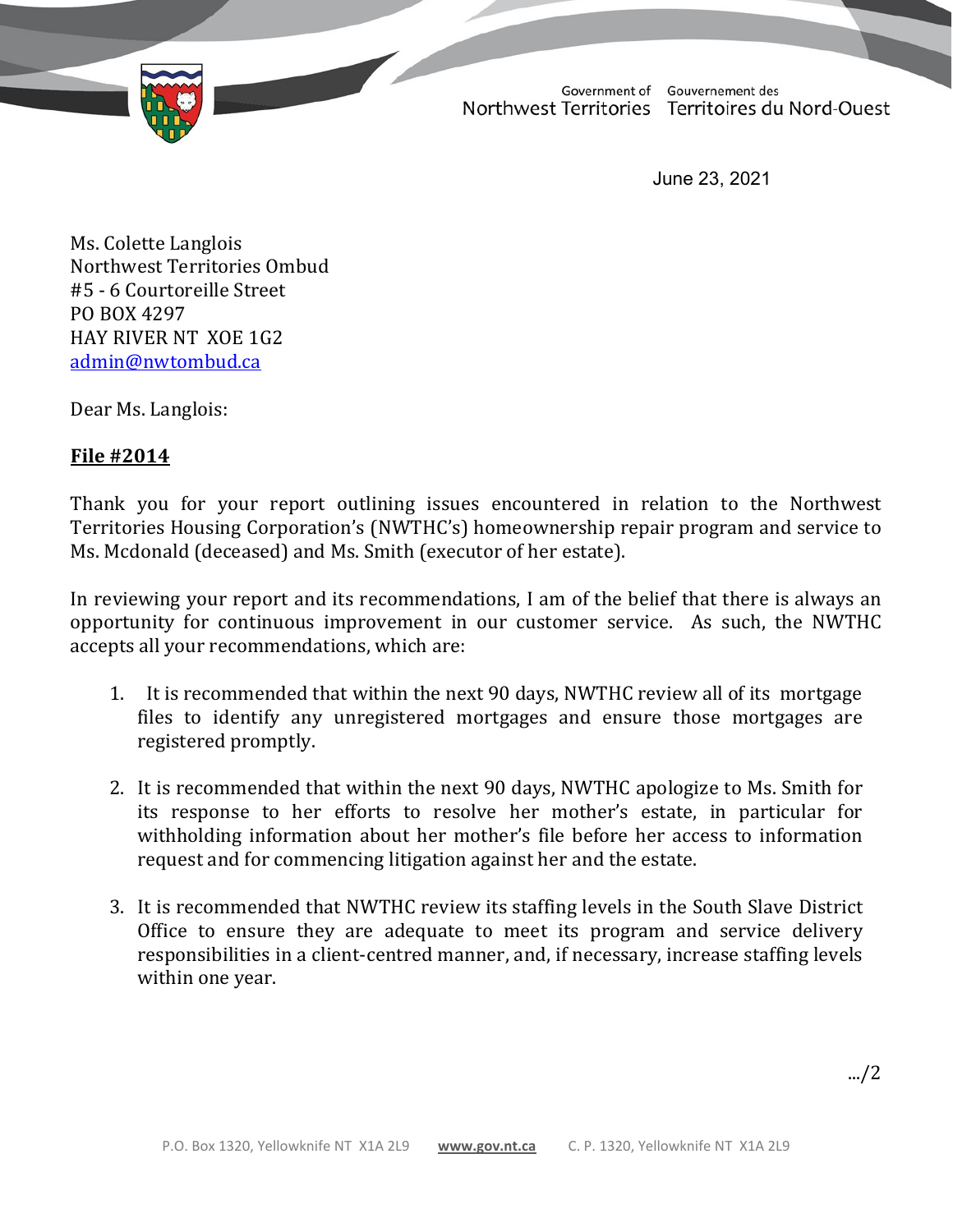Government of Northwest Territories | Gouvernement des Territoires du Nord-Ouest

June 23, 2021

Ms. Colette Langlois
Northwest Territories Ombud
#5 - 6 Courtoreille Street
PO BOX 4297
HAY RIVER NT XOE 1G2
admin@nwtombud.ca

Dear Ms. Langlois:

**File #2014**

Thank you for your report outlining issues encountered in relation to the Northwest Territories Housing Corporation's (NWTHC's) homeownership repair program and service to Ms. Mcdonald (deceased) and Ms. Smith (executor of her estate).

In reviewing your report and its recommendations, I am of the belief that there is always an opportunity for continuous improvement in our customer service. As such, the NWTHC accepts all your recommendations, which are:

1. It is recommended that within the next 90 days, NWTHC review all of its mortgage files to identify any unregistered mortgages and ensure those mortgages are registered promptly.

2. It is recommended that within the next 90 days, NWTHC apologize to Ms. Smith for its response to her efforts to resolve her mother's estate, in particular for withholding information about her mother's file before her access to information request and for commencing litigation against her and the estate.

3. It is recommended that NWTHC review its staffing levels in the South Slave District Office to ensure they are adequate to meet its program and service delivery responsibilities in a client-centred manner, and, if necessary, increase staffing levels within one year.

.../2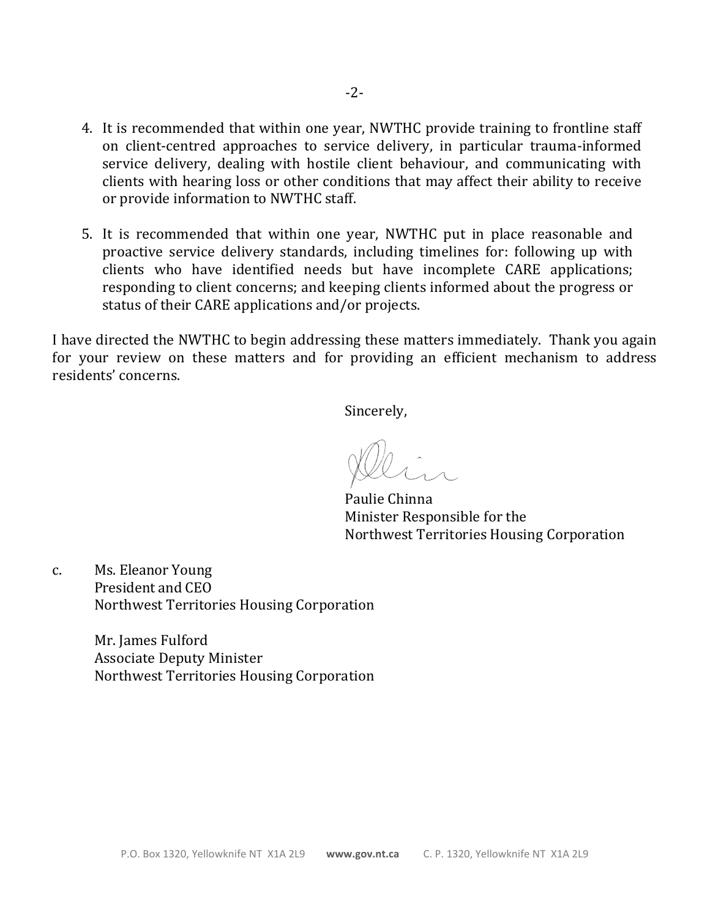4. It is recommended that within one year, NWTHC provide training to frontline staff on client-centred approaches to service delivery, in particular trauma-informed service delivery, dealing with hostile client behaviour, and communicating with clients with hearing loss or other conditions that may affect their ability to receive or provide information to NWTHC staff.

5. It is recommended that within one year, NWTHC put in place reasonable and proactive service delivery standards, including timelines for: following up with clients who have identified needs but have incomplete CARE applications; responding to client concerns; and keeping clients informed about the progress or status of their CARE applications and/or projects.

I have directed the NWTHC to begin addressing these matters immediately. Thank you again for your review on these matters and for providing an efficient mechanism to address residents' concerns.

Sincerely,

Paulie Chinna
Minister Responsible for the
Northwest Territories Housing Corporation

c. Ms. Eleanor Young
President and CEO
Northwest Territories Housing Corporation

Mr. James Fulford
Associate Deputy Minister
Northwest Territories Housing Corporation